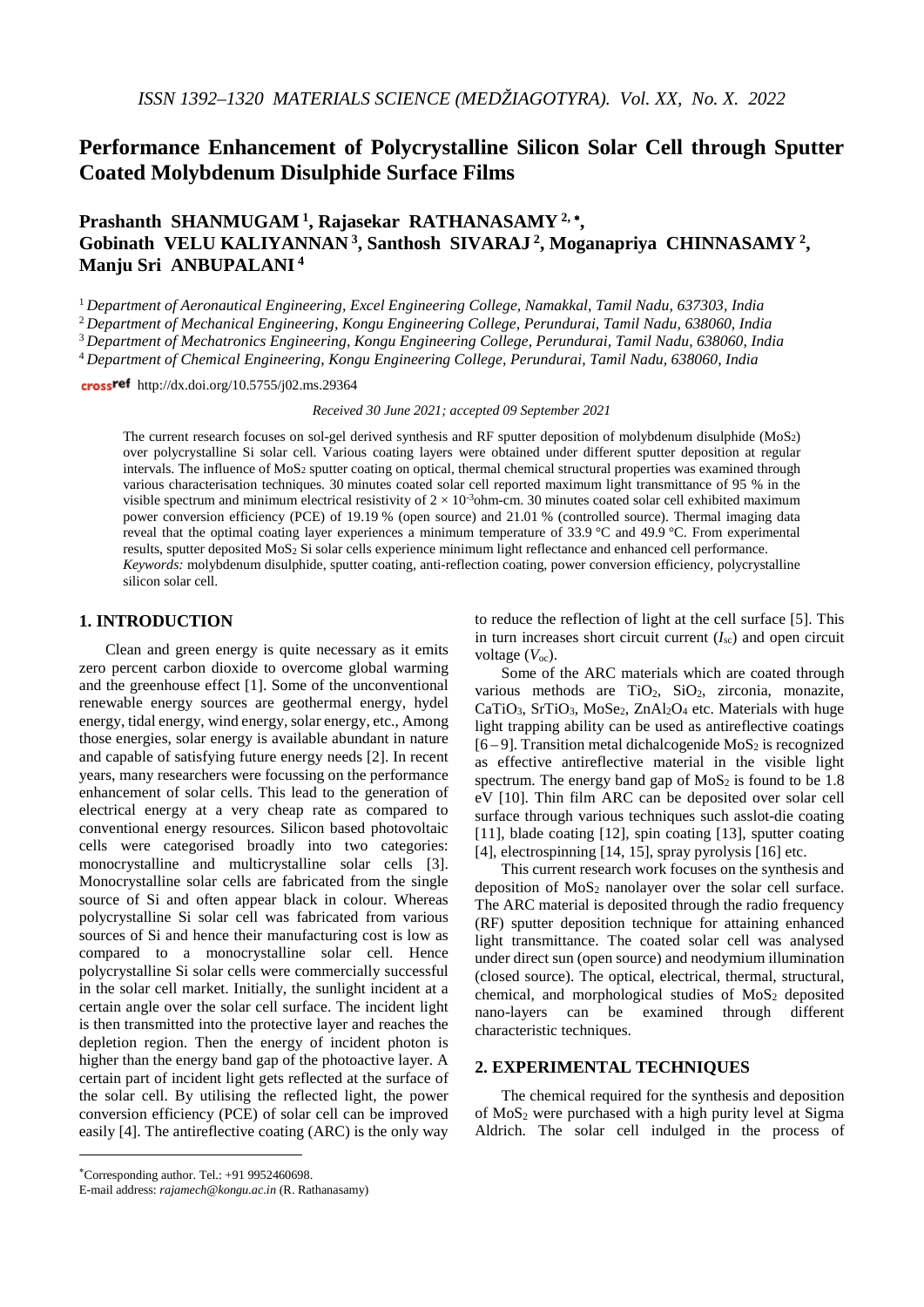# Performance Enhancement of Polycrystalline Silicon Solar Cell through Sputter Coated Molybdenum Disulphide Surface Films

**Prashanth SHANMUGAM [1], Rajasekar RATHANASAMY [2,*], Gobinath VELU KALIYANNAN [3], Santhosh SIVARAJ [2], Moganapriya CHINNASAMY [2], Manju Sri ANBUPALANI [4]**

[1] *Department of Aeronautical Engineering, Excel Engineering College, Namakkal, Tamil Nadu, 637303, India*
[2] *Department of Mechanical Engineering, Kongu Engineering College, Perundurai, Tamil Nadu, 638060, India*
[3] *Department of Mechatronics Engineering, Kongu Engineering College, Perundurai, Tamil Nadu, 638060, India*
[4] *Department of Chemical Engineering, Kongu Engineering College, Perundurai, Tamil Nadu, 638060, India*

http://dx.doi.org/10.5755/j02.ms.29364

*Received 30 June 2021; accepted 09 September 2021*

The current research focuses on sol-gel derived synthesis and RF sputter deposition of molybdenum disulphide ($MoS_2$) over polycrystalline Si solar cell. Various coating layers were obtained under different sputter deposition at regular intervals. The influence of $MoS_2$ sputter coating on optical, thermal chemical structural properties was examined through various characterisation techniques. 30 minutes coated solar cell reported maximum light transmittance of 95 % in the visible spectrum and minimum electrical resistivity of $2 \times 10^{-3}$ohm-cm. 30 minutes coated solar cell exhibited maximum power conversion efficiency (PCE) of 19.19 % (open source) and 21.01 % (controlled source). Thermal imaging data reveal that the optimal coating layer experiences a minimum temperature of 33.9 °C and 49.9 °C. From experimental results, sputter deposited $MoS_2$ Si solar cells experience minimum light reflectance and enhanced cell performance.

*Keywords:* molybdenum disulphide, sputter coating, anti-reflection coating, power conversion efficiency, polycrystalline silicon solar cell.

## 1. INTRODUCTION

Clean and green energy is quite necessary as it emits zero percent carbon dioxide to overcome global warming and the greenhouse effect [1]. Some of the unconventional renewable energy sources are geothermal energy, hydel energy, tidal energy, wind energy, solar energy, etc., Among those energies, solar energy is available abundant in nature and capable of satisfying future energy needs [2]. In recent years, many researchers were focussing on the performance enhancement of solar cells. This lead to the generation of electrical energy at a very cheap rate as compared to conventional energy resources. Silicon based photovoltaic cells were categorised broadly into two categories: monocrystalline and multicrystalline solar cells [3]. Monocrystalline solar cells are fabricated from the single source of Si and often appear black in colour. Whereas polycrystalline Si solar cell was fabricated from various sources of Si and hence their manufacturing cost is low as compared to a monocrystalline solar cell. Hence polycrystalline Si solar cells were commercially successful in the solar cell market. Initially, the sunlight incident at a certain angle over the solar cell surface. The incident light is then transmitted into the protective layer and reaches the depletion region. Then the energy of incident photon is higher than the energy band gap of the photoactive layer. A certain part of incident light gets reflected at the surface of the solar cell. By utilising the reflected light, the power conversion efficiency (PCE) of solar cell can be improved easily [4]. The antireflective coating (ARC) is the only way to reduce the reflection of light at the cell surface [5]. This in turn increases short circuit current ($I_{sc}$) and open circuit voltage ($V_{oc}$).

Some of the ARC materials which are coated through various methods are $TiO_2$, $SiO_2$, zirconia, monazite, $CaTiO_3$, $SrTiO_3$, $MoSe_2$, $ZnAl_2O_4$ etc. Materials with huge light trapping ability can be used as antireflective coatings [6 – 9]. Transition metal dichalcogenide $MoS_2$ is recognized as effective antireflective material in the visible light spectrum. The energy band gap of $MoS_2$ is found to be 1.8 eV [10]. Thin film ARC can be deposited over solar cell surface through various techniques such asslot-die coating [11], blade coating [12], spin coating [13], sputter coating [4], electrospinning [14, 15], spray pyrolysis [16] etc.

This current research work focuses on the synthesis and deposition of $MoS_2$ nanolayer over the solar cell surface. The ARC material is deposited through the radio frequency (RF) sputter deposition technique for attaining enhanced light transmittance. The coated solar cell was analysed under direct sun (open source) and neodymium illumination (closed source). The optical, electrical, thermal, structural, chemical, and morphological studies of $MoS_2$ deposited nano-layers can be examined through different characteristic techniques.

## 2. EXPERIMENTAL TECHNIQUES

The chemical required for the synthesis and deposition of $MoS_2$ were purchased with a high purity level at Sigma Aldrich. The solar cell indulged in the process of

---

*Corresponding author. Tel.: +91 9952460698.
E-mail address: *rajamech@kongu.ac.in* (R. Rathanasamy)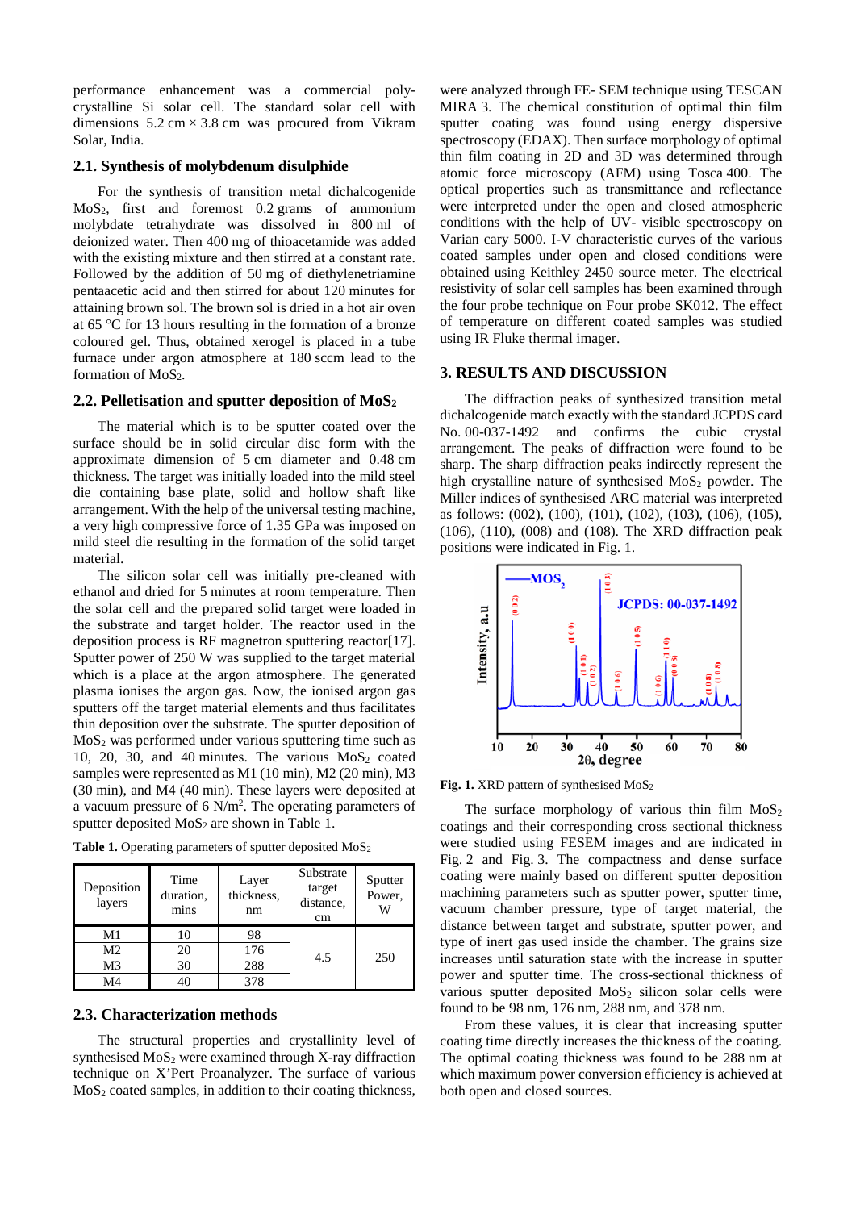performance enhancement was a commercial poly-crystalline Si solar cell. The standard solar cell with dimensions 5.2 cm × 3.8 cm was procured from Vikram Solar, India.

### 2.1. Synthesis of molybdenum disulphide

For the synthesis of transition metal dichalcogenide $MoS_2$, first and foremost 0.2 grams of ammonium molybdate tetrahydrate was dissolved in 800 ml of deionized water. Then 400 mg of thioacetamide was added with the existing mixture and then stirred at a constant rate. Followed by the addition of 50 mg of diethylenetriamine pentaacetic acid and then stirred for about 120 minutes for attaining brown sol. The brown sol is dried in a hot air oven at 65 °C for 13 hours resulting in the formation of a bronze coloured gel. Thus, obtained xerogel is placed in a tube furnace under argon atmosphere at 180 sccm lead to the formation of $MoS_2$.

### 2.2. Pelletisation and sputter deposition of $MoS_2$

The material which is to be sputter coated over the surface should be in solid circular disc form with the approximate dimension of 5 cm diameter and 0.48 cm thickness. The target was initially loaded into the mild steel die containing base plate, solid and hollow shaft like arrangement. With the help of the universal testing machine, a very high compressive force of 1.35 GPa was imposed on mild steel die resulting in the formation of the solid target material.

The silicon solar cell was initially pre-cleaned with ethanol and dried for 5 minutes at room temperature. Then the solar cell and the prepared solid target were loaded in the substrate and target holder. The reactor used in the deposition process is RF magnetron sputtering reactor[17]. Sputter power of 250 W was supplied to the target material which is a place at the argon atmosphere. The generated plasma ionises the argon gas. Now, the ionised argon gas sputters off the target material elements and thus facilitates thin deposition over the substrate. The sputter deposition of $MoS_2$ was performed under various sputtering time such as 10, 20, 30, and 40 minutes. The various $MoS_2$ coated samples were represented as M1 (10 min), M2 (20 min), M3 (30 min), and M4 (40 min). These layers were deposited at a vacuum pressure of 6 $N/m^2$. The operating parameters of sputter deposited $MoS_2$ are shown in Table 1.

**Table 1.** Operating parameters of sputter deposited $MoS_2$

| Deposition layers | Time duration, mins | Layer thickness, nm | Substrate target distance, cm | Sputter Power, W |
|---|---|---|---|---|
| M1 | 10 | 98 | 4.5 | 250 |
| M2 | 20 | 176 | | |
| M3 | 30 | 288 | | |
| M4 | 40 | 378 | | |

### 2.3. Characterization methods

The structural properties and crystallinity level of synthesised $MoS_2$ were examined through X-ray diffraction technique on X'Pert Proanalyzer. The surface of various $MoS_2$ coated samples, in addition to their coating thickness, were analyzed through FE- SEM technique using TESCAN MIRA 3. The chemical constitution of optimal thin film sputter coating was found using energy dispersive spectroscopy (EDAX). Then surface morphology of optimal thin film coating in 2D and 3D was determined through atomic force microscopy (AFM) using Tosca 400. The optical properties such as transmittance and reflectance were interpreted under the open and closed atmospheric conditions with the help of UV- visible spectroscopy on Varian cary 5000. I-V characteristic curves of the various coated samples under open and closed conditions were obtained using Keithley 2450 source meter. The electrical resistivity of solar cell samples has been examined through the four probe technique on Four probe SK012. The effect of temperature on different coated samples was studied using IR Fluke thermal imager.

## 3. RESULTS AND DISCUSSION

The diffraction peaks of synthesized transition metal dichalcogenide match exactly with the standard JCPDS card No. 00-037-1492 and confirms the cubic crystal arrangement. The peaks of diffraction were found to be sharp. The sharp diffraction peaks indirectly represent the high crystalline nature of synthesised $MoS_2$ powder. The Miller indices of synthesised ARC material was interpreted as follows: (002), (100), (101), (102), (103), (106), (105), (106), (110), (008) and (108). The XRD diffraction peak positions were indicated in Fig. 1.

**Fig. 1.** XRD pattern of synthesised $MoS_2$

The surface morphology of various thin film $MoS_2$ coatings and their corresponding cross sectional thickness were studied using FESEM images and are indicated in Fig. 2 and Fig. 3. The compactness and dense surface coating were mainly based on different sputter deposition machining parameters such as sputter power, sputter time, vacuum chamber pressure, type of target material, the distance between target and substrate, sputter power, and type of inert gas used inside the chamber. The grains size increases until saturation state with the increase in sputter power and sputter time. The cross-sectional thickness of various sputter deposited $MoS_2$ silicon solar cells were found to be 98 nm, 176 nm, 288 nm, and 378 nm.

From these values, it is clear that increasing sputter coating time directly increases the thickness of the coating. The optimal coating thickness was found to be 288 nm at which maximum power conversion efficiency is achieved at both open and closed sources.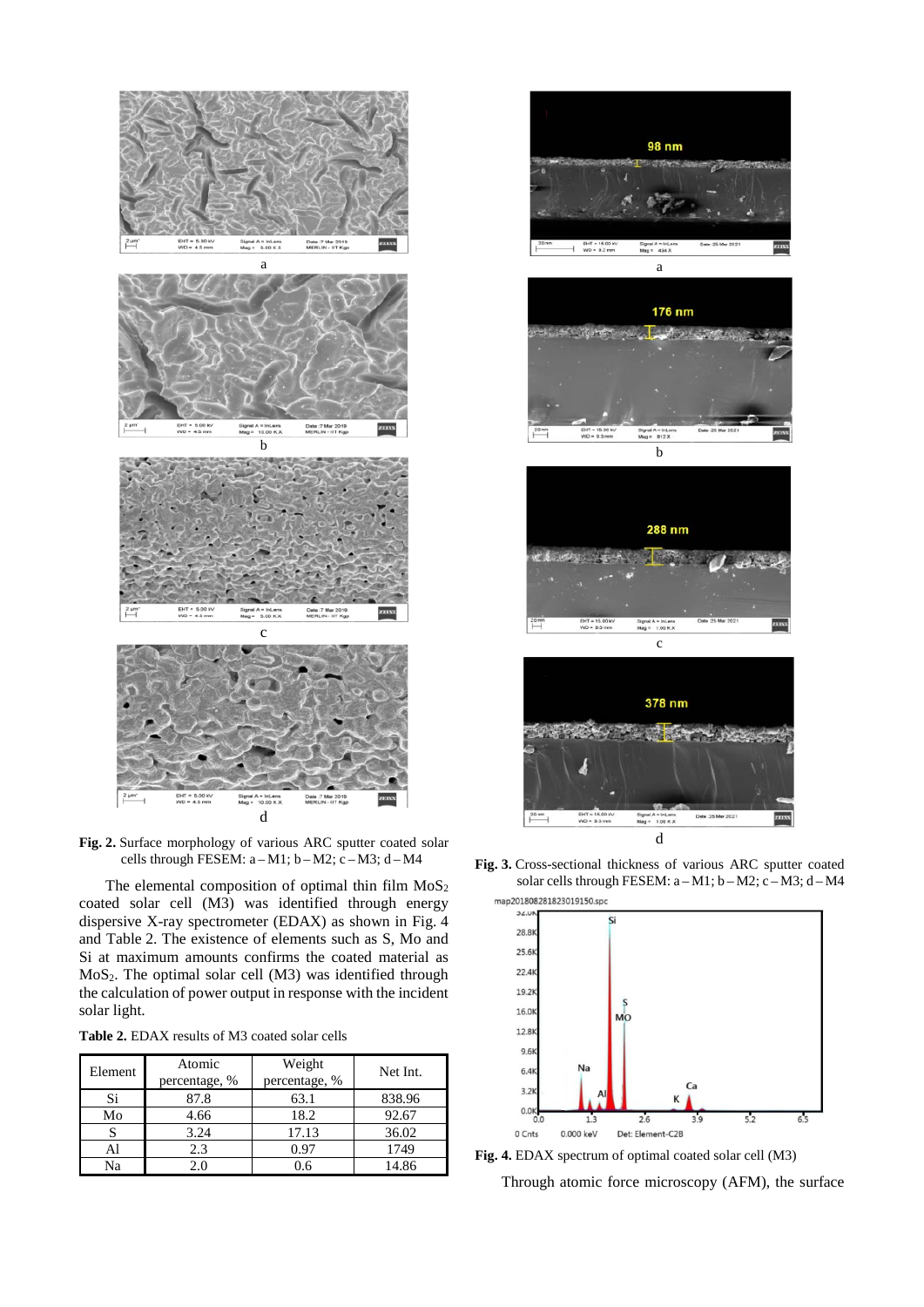Fig. 2. Surface morphology of various ARC sputter coated solar cells through FESEM: a – M1; b – M2; c – M3; d – M4

The elemental composition of optimal thin film $MoS_2$ coated solar cell (M3) was identified through energy dispersive X-ray spectrometer (EDAX) as shown in Fig. 4 and Table 2. The existence of elements such as S, Mo and Si at maximum amounts confirms the coated material as $MoS_2$. The optimal solar cell (M3) was identified through the calculation of power output in response with the incident solar light.

**Table 2.** EDAX results of M3 coated solar cells

| Element | Atomic percentage, % | Weight percentage, % | Net Int. |
|---|---|---|---|
| Si | 87.8 | 63.1 | 838.96 |
| Mo | 4.66 | 18.2 | 92.67 |
| S | 3.24 | 17.13 | 36.02 |
| Al | 2.3 | 0.97 | 1749 |
| Na | 2.0 | 0.6 | 14.86 |

Fig. 3. Cross-sectional thickness of various ARC sputter coated solar cells through FESEM: a – M1; b – M2; c – M3; d – M4

Fig. 4. EDAX spectrum of optimal coated solar cell (M3)

Through atomic force microscopy (AFM), the surface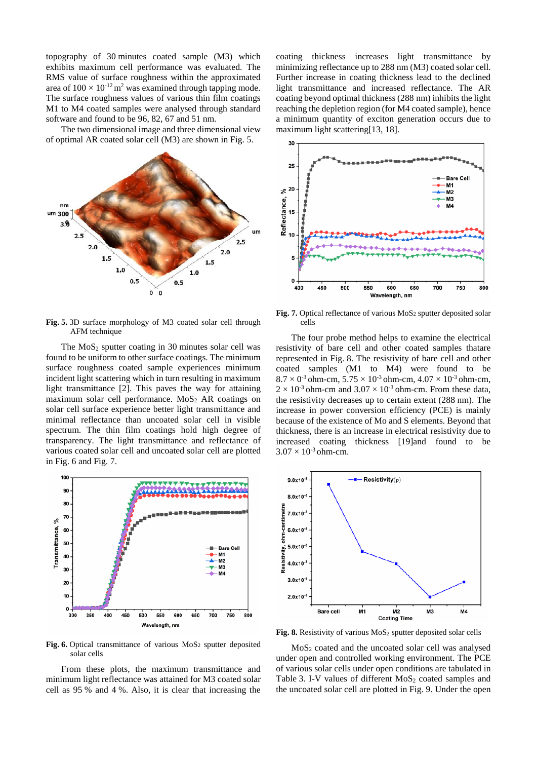topography of 30 minutes coated sample (M3) which exhibits maximum cell performance was evaluated. The RMS value of surface roughness within the approximated area of $100 \times 10^{-12}$ m$^2$ was examined through tapping mode. The surface roughness values of various thin film coatings M1 to M4 coated samples were analysed through standard software and found to be 96, 82, 67 and 51 nm.

The two dimensional image and three dimensional view of optimal AR coated solar cell (M3) are shown in Fig. 5.

**Fig. 5.** 3D surface morphology of M3 coated solar cell through AFM technique

The $MoS_2$ sputter coating in 30 minutes solar cell was found to be uniform to other surface coatings. The minimum surface roughness coated sample experiences minimum incident light scattering which in turn resulting in maximum light transmittance [2]. This paves the way for attaining maximum solar cell performance. $MoS_2$ AR coatings on solar cell surface experience better light transmittance and minimal reflectance than uncoated solar cell in visible spectrum. The thin film coatings hold high degree of transparency. The light transmittance and reflectance of various coated solar cell and uncoated solar cell are plotted in Fig. 6 and Fig. 7.

**Fig. 6.** Optical transmittance of various $MoS_2$ sputter deposited solar cells

From these plots, the maximum transmittance and minimum light reflectance was attained for M3 coated solar cell as 95 % and 4 %. Also, it is clear that increasing the coating thickness increases light transmittance by minimizing reflectance up to 288 nm (M3) coated solar cell. Further increase in coating thickness lead to the declined light transmittance and increased reflectance. The AR coating beyond optimal thickness (288 nm) inhibits the light reaching the depletion region (for M4 coated sample), hence a minimum quantity of exciton generation occurs due to maximum light scattering[13, 18].

**Fig. 7.** Optical reflectance of various $MoS_2$ sputter deposited solar cells

The four probe method helps to examine the electrical resistivity of bare cell and other coated samples thatare represented in Fig. 8. The resistivity of bare cell and other coated samples (M1 to M4) were found to be $8.7 \times 0^{-3}$ ohm-cm, $5.75 \times 10^{-3}$ ohm-cm, $4.07 \times 10^{-3}$ ohm-cm, $2 \times 10^{-3}$ ohm-cm and $3.07 \times 10^{-3}$ ohm-cm. From these data, the resistivity decreases up to certain extent (288 nm). The increase in power conversion efficiency (PCE) is mainly because of the existence of Mo and S elements. Beyond that thickness, there is an increase in electrical resistivity due to increased coating thickness [19]and found to be $3.07 \times 10^{-3}$ ohm-cm.

**Fig. 8.** Resistivity of various $MoS_2$ sputter deposited solar cells

$MoS_2$ coated and the uncoated solar cell was analysed under open and controlled working environment. The PCE of various solar cells under open conditions are tabulated in Table 3. I-V values of different $MoS_2$ coated samples and the uncoated solar cell are plotted in Fig. 9. Under the open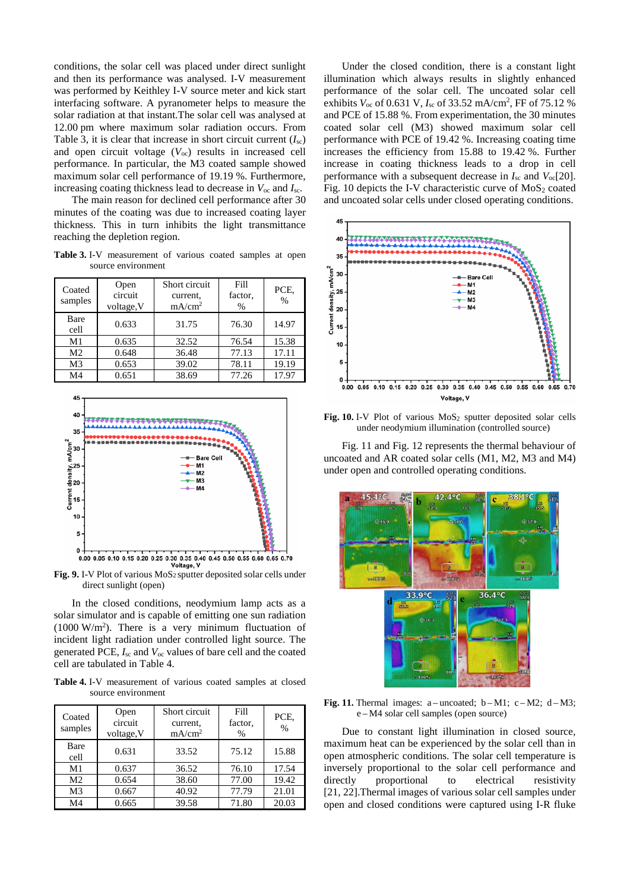conditions, the solar cell was placed under direct sunlight and then its performance was analysed. I-V measurement was performed by Keithley I-V source meter and kick start interfacing software. A pyranometer helps to measure the solar radiation at that instant.The solar cell was analysed at 12.00 pm where maximum solar radiation occurs. From Table 3, it is clear that increase in short circuit current ($I_{sc}$) and open circuit voltage ($V_{oc}$) results in increased cell performance. In particular, the M3 coated sample showed maximum solar cell performance of 19.19 %. Furthermore, increasing coating thickness lead to decrease in $V_{oc}$ and $I_{sc}$.

The main reason for declined cell performance after 30 minutes of the coating was due to increased coating layer thickness. This in turn inhibits the light transmittance reaching the depletion region.

**Table 3.** I-V measurement of various coated samples at open source environment

| Coated samples | Open circuit voltage,V | Short circuit current, mA/cm$^2$ | Fill factor, % | PCE, % |
|---|---|---|---|---|
| Bare cell | 0.633 | 31.75 | 76.30 | 14.97 |
| M1 | 0.635 | 32.52 | 76.54 | 15.38 |
| M2 | 0.648 | 36.48 | 77.13 | 17.11 |
| M3 | 0.653 | 39.02 | 78.11 | 19.19 |
| M4 | 0.651 | 38.69 | 77.26 | 17.97 |

**Fig. 9.** I-V Plot of various $MoS_2$ sputter deposited solar cells under direct sunlight (open)

In the closed conditions, neodymium lamp acts as a solar simulator and is capable of emitting one sun radiation (1000 W/m$^2$). There is a very minimum fluctuation of incident light radiation under controlled light source. The generated PCE, $I_{sc}$ and $V_{oc}$ values of bare cell and the coated cell are tabulated in Table 4.

**Table 4.** I-V measurement of various coated samples at closed source environment

| Coated samples | Open circuit voltage,V | Short circuit current, mA/cm$^2$ | Fill factor, % | PCE, % |
|---|---|---|---|---|
| Bare cell | 0.631 | 33.52 | 75.12 | 15.88 |
| M1 | 0.637 | 36.52 | 76.10 | 17.54 |
| M2 | 0.654 | 38.60 | 77.00 | 19.42 |
| M3 | 0.667 | 40.92 | 77.79 | 21.01 |
| M4 | 0.665 | 39.58 | 71.80 | 20.03 |

Under the closed condition, there is a constant light illumination which always results in slightly enhanced performance of the solar cell. The uncoated solar cell exhibits $V_{oc}$ of 0.631 V, $I_{sc}$ of 33.52 mA/cm$^2$, FF of 75.12 % and PCE of 15.88 %. From experimentation, the 30 minutes coated solar cell (M3) showed maximum solar cell performance with PCE of 19.42 %. Increasing coating time increases the efficiency from 15.88 to 19.42 %. Further increase in coating thickness leads to a drop in cell performance with a subsequent decrease in $I_{sc}$ and $V_{oc}$[20]. Fig. 10 depicts the I-V characteristic curve of $MoS_2$ coated and uncoated solar cells under closed operating conditions.

**Fig. 10.** I-V Plot of various $MoS_2$ sputter deposited solar cells under neodymium illumination (controlled source)

Fig. 11 and Fig. 12 represents the thermal behaviour of uncoated and AR coated solar cells (M1, M2, M3 and M4) under open and controlled operating conditions.

**Fig. 11.** Thermal images: a – uncoated; b – M1; c – M2; d – M3; e – M4 solar cell samples (open source)

Due to constant light illumination in closed source, maximum heat can be experienced by the solar cell than in open atmospheric conditions. The solar cell temperature is inversely proportional to the solar cell performance and directly proportional to electrical resistivity [21, 22].Thermal images of various solar cell samples under open and closed conditions were captured using I-R fluke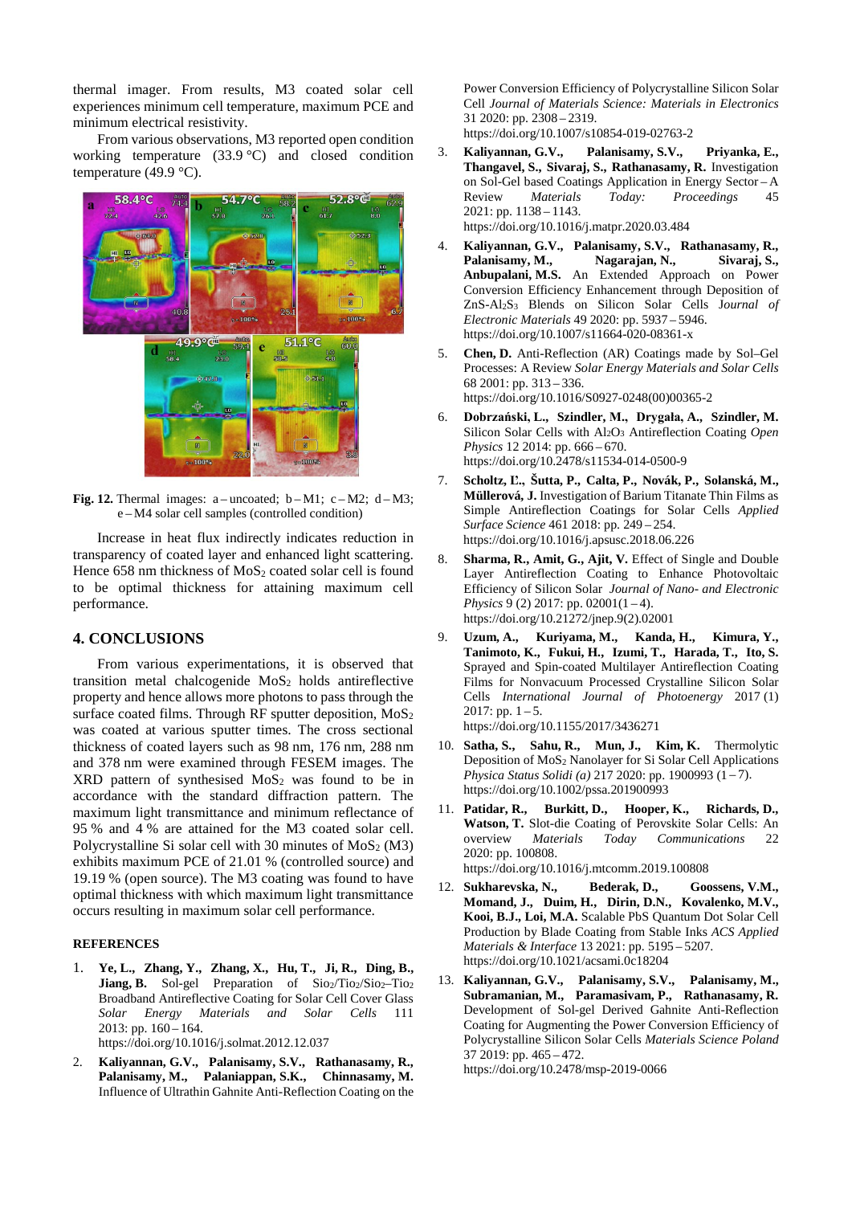thermal imager. From results, M3 coated solar cell experiences minimum cell temperature, maximum PCE and minimum electrical resistivity.

From various observations, M3 reported open condition working temperature (33.9 °C) and closed condition temperature (49.9 °C).

**Fig. 12.** Thermal images: a – uncoated; b – M1; c – M2; d – M3; e – M4 solar cell samples (controlled condition)

Increase in heat flux indirectly indicates reduction in transparency of coated layer and enhanced light scattering. Hence 658 nm thickness of $MoS_2$ coated solar cell is found to be optimal thickness for attaining maximum cell performance.

## 4. CONCLUSIONS

From various experimentations, it is observed that transition metal chalcogenide $MoS_2$ holds antireflective property and hence allows more photons to pass through the surface coated films. Through RF sputter deposition, $MoS_2$ was coated at various sputter times. The cross sectional thickness of coated layers such as 98 nm, 176 nm, 288 nm and 378 nm were examined through FESEM images. The XRD pattern of synthesised $MoS_2$ was found to be in accordance with the standard diffraction pattern. The maximum light transmittance and minimum reflectance of 95 % and 4 % are attained for the M3 coated solar cell. Polycrystalline Si solar cell with 30 minutes of $MoS_2$ (M3) exhibits maximum PCE of 21.01 % (controlled source) and 19.19 % (open source). The M3 coating was found to have optimal thickness with which maximum light transmittance occurs resulting in maximum solar cell performance.

### REFERENCES

1. **Ye, L., Zhang, Y., Zhang, X., Hu, T., Ji, R., Ding, B., Jiang, B.** Sol-gel Preparation of $Sio_2$/$Tio_2$/$Sio_2$–$Tio_2$ Broadband Antireflective Coating for Solar Cell Cover Glass *Solar Energy Materials and Solar Cells* 111 2013: pp. 160 – 164. https://doi.org/10.1016/j.solmat.2012.12.037
2. **Kaliyannan, G.V., Palanisamy, S.V., Rathanasamy, R., Palanisamy, M., Palaniappan, S.K., Chinnasamy, M.** Influence of Ultrathin Gahnite Anti-Reflection Coating on the Power Conversion Efficiency of Polycrystalline Silicon Solar Cell *Journal of Materials Science: Materials in Electronics* 31 2020: pp. 2308 – 2319. https://doi.org/10.1007/s10854-019-02763-2
3. **Kaliyannan, G.V., Palanisamy, S.V., Priyanka, E., Thangavel, S., Sivaraj, S., Rathanasamy, R.** Investigation on Sol-Gel based Coatings Application in Energy Sector – A Review *Materials Today: Proceedings* 45 2021: pp. 1138 – 1143. https://doi.org/10.1016/j.matpr.2020.03.484
4. **Kaliyannan, G.V., Palanisamy, S.V., Rathanasamy, R., Palanisamy, M., Nagarajan, N., Sivaraj, S., Anbupalani, M.S.** An Extended Approach on Power Conversion Efficiency Enhancement through Deposition of ZnS-$Al_2S_3$ Blends on Silicon Solar Cells *Journal of Electronic Materials* 49 2020: pp. 5937 – 5946. https://doi.org/10.1007/s11664-020-08361-x
5. **Chen, D.** Anti-Reflection (AR) Coatings made by Sol–Gel Processes: A Review *Solar Energy Materials and Solar Cells* 68 2001: pp. 313 – 336. https://doi.org/10.1016/S0927-0248(00)00365-2
6. **Dobrzański, L., Szindler, M., Drygała, A., Szindler, M.** Silicon Solar Cells with $Al_2O_3$ Antireflection Coating *Open Physics* 12 2014: pp. 666 – 670. https://doi.org/10.2478/s11534-014-0500-9
7. **Scholtz, Ľ., Šutta, P., Calta, P., Novák, P., Solanská, M., Müllerová, J.** Investigation of Barium Titanate Thin Films as Simple Antireflection Coatings for Solar Cells *Applied Surface Science* 461 2018: pp. 249 – 254. https://doi.org/10.1016/j.apsusc.2018.06.226
8. **Sharma, R., Amit, G., Ajit, V.** Effect of Single and Double Layer Antireflection Coating to Enhance Photovoltaic Efficiency of Silicon Solar *Journal of Nano- and Electronic Physics* 9 (2) 2017: pp. 02001(1 – 4). https://doi.org/10.21272/jnep.9(2).02001
9. **Uzum, A., Kuriyama, M., Kanda, H., Kimura, Y., Tanimoto, K., Fukui, H., Izumi, T., Harada, T., Ito, S.** Sprayed and Spin-coated Multilayer Antireflection Coating Films for Nonvacuum Processed Crystalline Silicon Solar Cells *International Journal of Photoenergy* 2017 (1) 2017: pp. 1 – 5. https://doi.org/10.1155/2017/3436271
10. **Satha, S., Sahu, R., Mun, J., Kim, K.** Thermolytic Deposition of $MoS_2$ Nanolayer for Si Solar Cell Applications *Physica Status Solidi (a)* 217 2020: pp. 1900993 (1 – 7). https://doi.org/10.1002/pssa.201900993
11. **Patidar, R., Burkitt, D., Hooper, K., Richards, D., Watson, T.** Slot-die Coating of Perovskite Solar Cells: An overview *Materials Today Communications* 22 2020: pp. 100808. https://doi.org/10.1016/j.mtcomm.2019.100808
12. **Sukharevska, N., Bederak, D., Goossens, V.M., Momand, J., Duim, H., Dirin, D.N., Kovalenko, M.V., Kooi, B.J., Loi, M.A.** Scalable PbS Quantum Dot Solar Cell Production by Blade Coating from Stable Inks *ACS Applied Materials & Interface* 13 2021: pp. 5195 – 5207. https://doi.org/10.1021/acsami.0c18204
13. **Kaliyannan, G.V., Palanisamy, S.V., Palanisamy, M., Subramanian, M., Paramasivam, P., Rathanasamy, R.** Development of Sol-gel Derived Gahnite Anti-Reflection Coating for Augmenting the Power Conversion Efficiency of Polycrystalline Silicon Solar Cells *Materials Science Poland* 37 2019: pp. 465 – 472. https://doi.org/10.2478/msp-2019-0066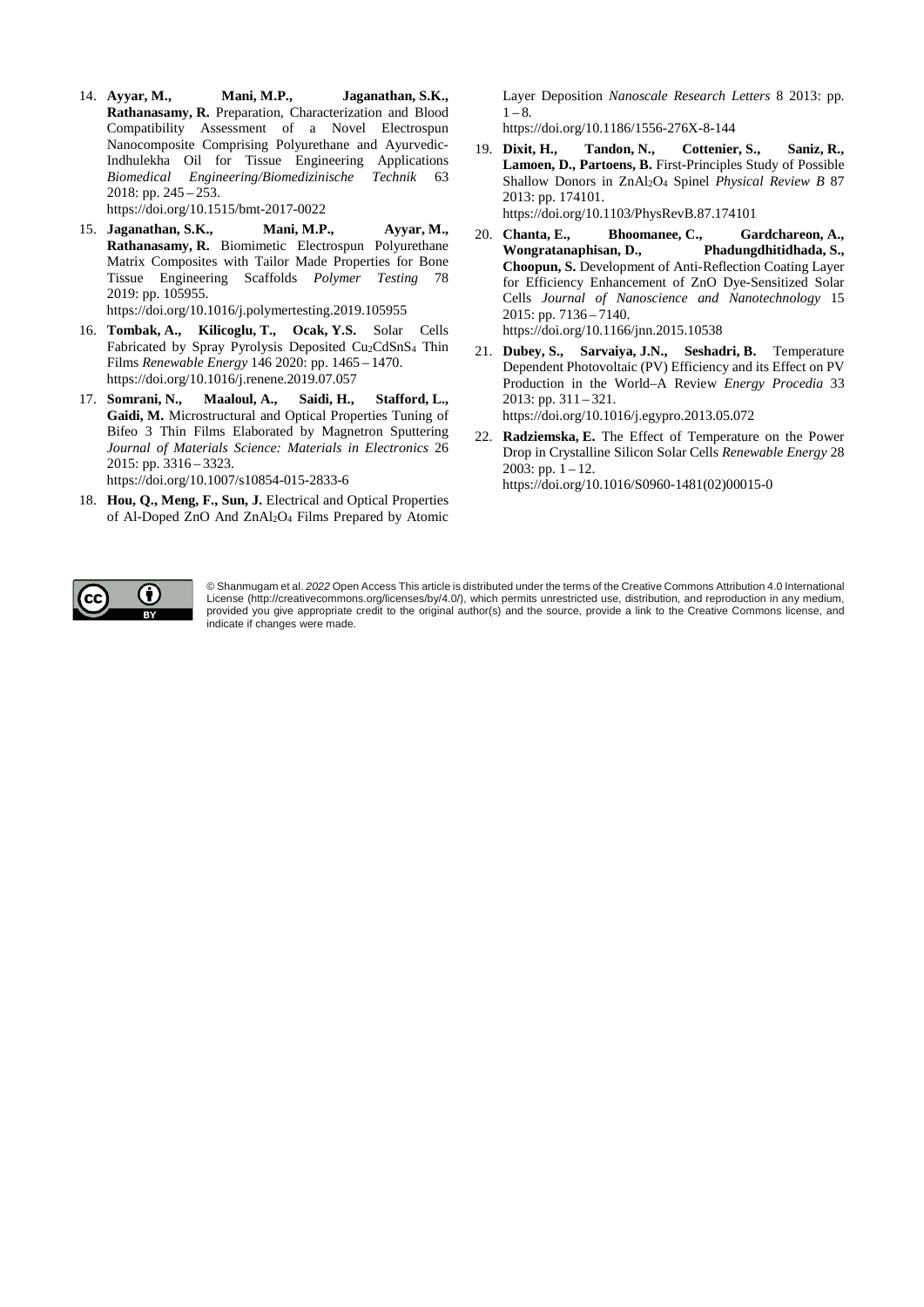14. **Ayyar, M., Mani, M.P., Jaganathan, S.K., Rathanasamy, R.** Preparation, Characterization and Blood Compatibility Assessment of a Novel Electrospun Nanocomposite Comprising Polyurethane and Ayurvedic-Indhulekha Oil for Tissue Engineering Applications *Biomedical Engineering/Biomedizinische Technik* 63 2018: pp. 245 – 253. https://doi.org/10.1515/bmt-2017-0022

15. **Jaganathan, S.K., Mani, M.P., Ayyar, M., Rathanasamy, R.** Biomimetic Electrospun Polyurethane Matrix Composites with Tailor Made Properties for Bone Tissue Engineering Scaffolds *Polymer Testing* 78 2019: pp. 105955. https://doi.org/10.1016/j.polymertesting.2019.105955

16. **Tombak, A., Kilicoglu, T., Ocak, Y.S.** Solar Cells Fabricated by Spray Pyrolysis Deposited $Cu_2CdSnS_4$ Thin Films *Renewable Energy* 146 2020: pp. 1465 – 1470. https://doi.org/10.1016/j.renene.2019.07.057

17. **Somrani, N., Maaloul, A., Saidi, H., Stafford, L., Gaidi, M.** Microstructural and Optical Properties Tuning of Bifeo 3 Thin Films Elaborated by Magnetron Sputtering *Journal of Materials Science: Materials in Electronics* 26 2015: pp. 3316 – 3323. https://doi.org/10.1007/s10854-015-2833-6

18. **Hou, Q., Meng, F., Sun, J.** Electrical and Optical Properties of Al-Doped ZnO And $ZnAl_2O_4$ Films Prepared by Atomic Layer Deposition *Nanoscale Research Letters* 8 2013: pp. 1 – 8. https://doi.org/10.1186/1556-276X-8-144

19. **Dixit, H., Tandon, N., Cottenier, S., Saniz, R., Lamoen, D., Partoens, B.** First-Principles Study of Possible Shallow Donors in $ZnAl_2O_4$ Spinel *Physical Review B* 87 2013: pp. 174101. https://doi.org/10.1103/PhysRevB.87.174101

20. **Chanta, E., Bhoomanee, C., Gardchareon, A., Wongratanaphisan, D., Phadungdhitidhada, S., Choopun, S.** Development of Anti-Reflection Coating Layer for Efficiency Enhancement of ZnO Dye-Sensitized Solar Cells *Journal of Nanoscience and Nanotechnology* 15 2015: pp. 7136 – 7140. https://doi.org/10.1166/jnn.2015.10538

21. **Dubey, S., Sarvaiya, J.N., Seshadri, B.** Temperature Dependent Photovoltaic (PV) Efficiency and its Effect on PV Production in the World–A Review *Energy Procedia* 33 2013: pp. 311 – 321. https://doi.org/10.1016/j.egypro.2013.05.072

22. **Radziemska, E.** The Effect of Temperature on the Power Drop in Crystalline Silicon Solar Cells *Renewable Energy* 28 2003: pp. 1 – 12. https://doi.org/10.1016/S0960-1481(02)00015-0

© Shanmugam et al. *2022* Open Access This article is distributed under the terms of the Creative Commons Attribution 4.0 International License (http://creativecommons.org/licenses/by/4.0/), which permits unrestricted use, distribution, and reproduction in any medium, provided you give appropriate credit to the original author(s) and the source, provide a link to the Creative Commons license, and indicate if changes were made.